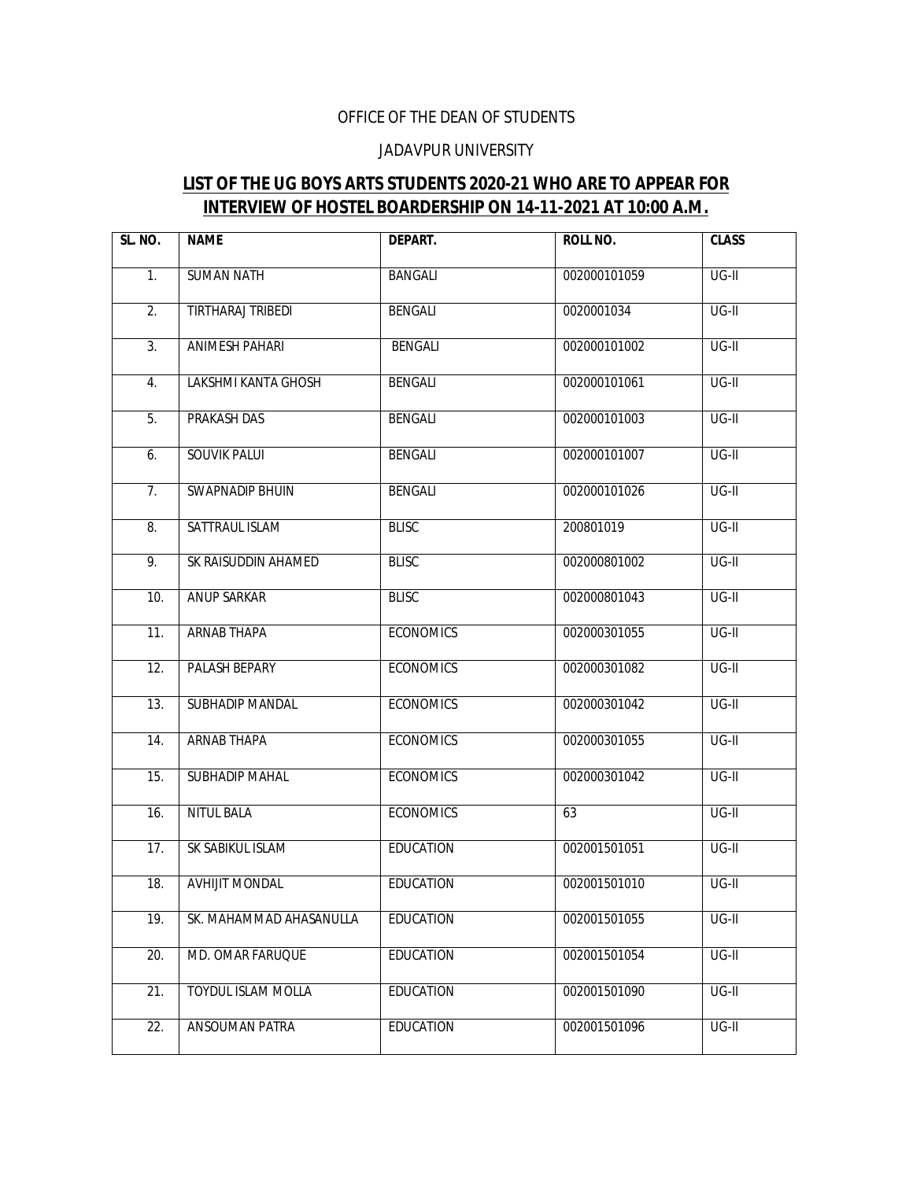OFFICE OF THE DEAN OF STUDENTS

JADAVPUR UNIVERSITY

## LIST OF THE UG BOYS ARTS STUDENTS 2020-21 WHO ARE TO APPEAR FOR INTERVIEW OF HOSTEL BOARDERSHIP ON 14-11-2021 AT 10:00 A.M.

| SL. NO. | NAME | DEPART. | ROLL NO. | CLASS |
|---|---|---|---|---|
| 1. | SUMAN NATH | BANGALI | 002000101059 | UG-II |
| 2. | TIRTHARAJ TRIBEDI | BENGALI | 0020001034 | UG-II |
| 3. | ANIMESH PAHARI | BENGALI | 002000101002 | UG-II |
| 4. | LAKSHMI KANTA GHOSH | BENGALI | 002000101061 | UG-II |
| 5. | PRAKASH DAS | BENGALI | 002000101003 | UG-II |
| 6. | SOUVIK PALUI | BENGALI | 002000101007 | UG-II |
| 7. | SWAPNADIP BHUIN | BENGALI | 002000101026 | UG-II |
| 8. | SATTRAUL ISLAM | BLISC | 200801019 | UG-II |
| 9. | SK RAISUDDIN AHAMED | BLISC | 002000801002 | UG-II |
| 10. | ANUP SARKAR | BLISC | 002000801043 | UG-II |
| 11. | ARNAB THAPA | ECONOMICS | 002000301055 | UG-II |
| 12. | PALASH BEPARY | ECONOMICS | 002000301082 | UG-II |
| 13. | SUBHADIP MANDAL | ECONOMICS | 002000301042 | UG-II |
| 14. | ARNAB THAPA | ECONOMICS | 002000301055 | UG-II |
| 15. | SUBHADIP MAHAL | ECONOMICS | 002000301042 | UG-II |
| 16. | NITUL BALA | ECONOMICS | 63 | UG-II |
| 17. | SK SABIKUL ISLAM | EDUCATION | 002001501051 | UG-II |
| 18. | AVHIJIT MONDAL | EDUCATION | 002001501010 | UG-II |
| 19. | SK. MAHAMMAD AHASANULLA | EDUCATION | 002001501055 | UG-II |
| 20. | MD. OMAR FARUQUE | EDUCATION | 002001501054 | UG-II |
| 21. | TOYDUL ISLAM MOLLA | EDUCATION | 002001501090 | UG-II |
| 22. | ANSOUMAN PATRA | EDUCATION | 002001501096 | UG-II |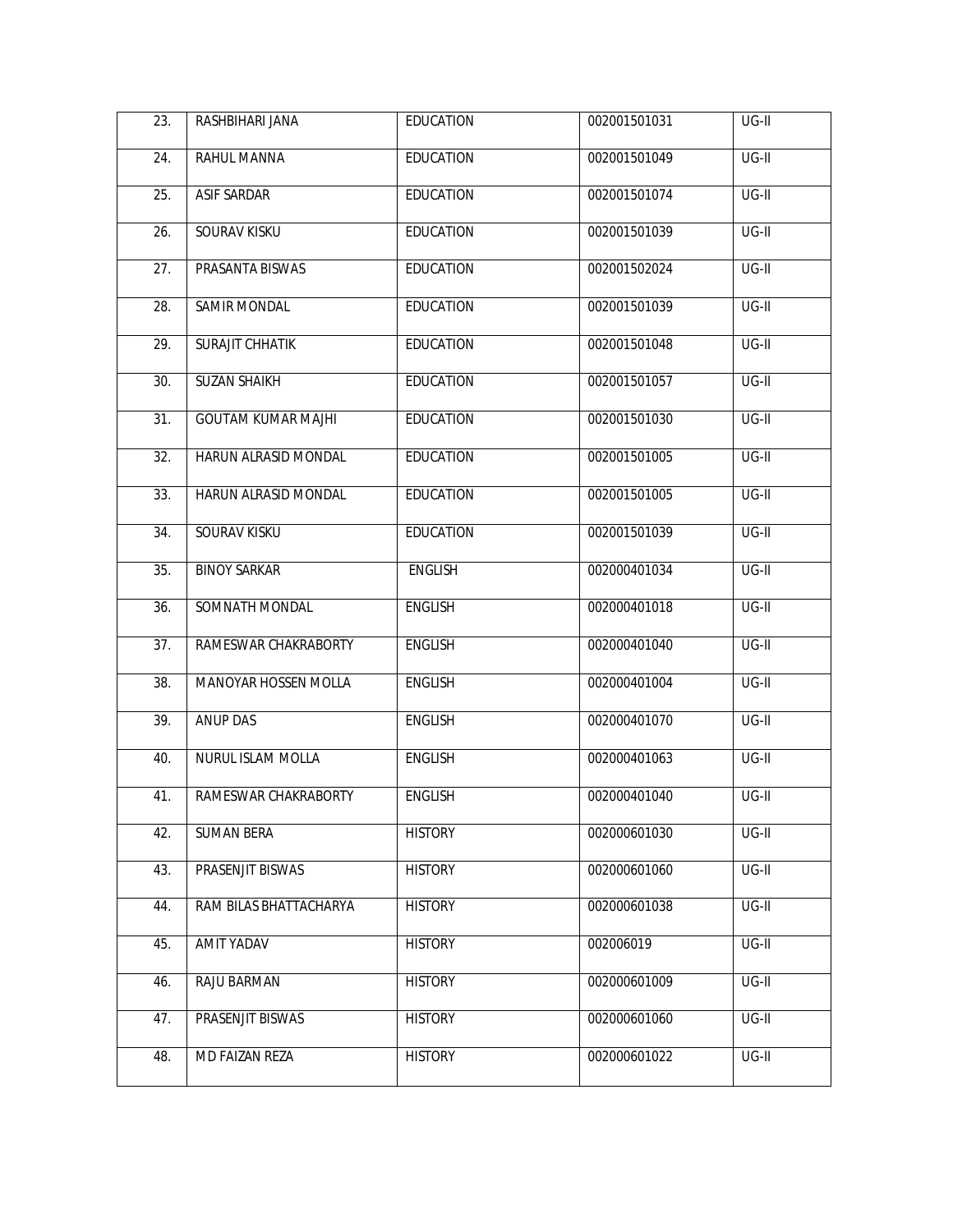| 23. | RASHBIHARI JANA | EDUCATION | 002001501031 | UG-II |
|---|---|---|---|---|
| 24. | RAHUL MANNA | EDUCATION | 002001501049 | UG-II |
| 25. | ASIF SARDAR | EDUCATION | 002001501074 | UG-II |
| 26. | SOURAV KISKU | EDUCATION | 002001501039 | UG-II |
| 27. | PRASANTA BISWAS | EDUCATION | 002001502024 | UG-II |
| 28. | SAMIR MONDAL | EDUCATION | 002001501039 | UG-II |
| 29. | SURAJIT CHHATIK | EDUCATION | 002001501048 | UG-II |
| 30. | SUZAN SHAIKH | EDUCATION | 002001501057 | UG-II |
| 31. | GOUTAM KUMAR MAJHI | EDUCATION | 002001501030 | UG-II |
| 32. | HARUN ALRASID MONDAL | EDUCATION | 002001501005 | UG-II |
| 33. | HARUN ALRASID MONDAL | EDUCATION | 002001501005 | UG-II |
| 34. | SOURAV KISKU | EDUCATION | 002001501039 | UG-II |
| 35. | BINOY SARKAR | ENGLISH | 002000401034 | UG-II |
| 36. | SOMNATH MONDAL | ENGLISH | 002000401018 | UG-II |
| 37. | RAMESWAR CHAKRABORTY | ENGLISH | 002000401040 | UG-II |
| 38. | MANOYAR HOSSEN MOLLA | ENGLISH | 002000401004 | UG-II |
| 39. | ANUP DAS | ENGLISH | 002000401070 | UG-II |
| 40. | NURUL ISLAM MOLLA | ENGLISH | 002000401063 | UG-II |
| 41. | RAMESWAR CHAKRABORTY | ENGLISH | 002000401040 | UG-II |
| 42. | SUMAN BERA | HISTORY | 002000601030 | UG-II |
| 43. | PRASENJIT BISWAS | HISTORY | 002000601060 | UG-II |
| 44. | RAM BILAS BHATTACHARYA | HISTORY | 002000601038 | UG-II |
| 45. | AMIT YADAV | HISTORY | 002006019 | UG-II |
| 46. | RAJU BARMAN | HISTORY | 002000601009 | UG-II |
| 47. | PRASENJIT BISWAS | HISTORY | 002000601060 | UG-II |
| 48. | MD FAIZAN REZA | HISTORY | 002000601022 | UG-II |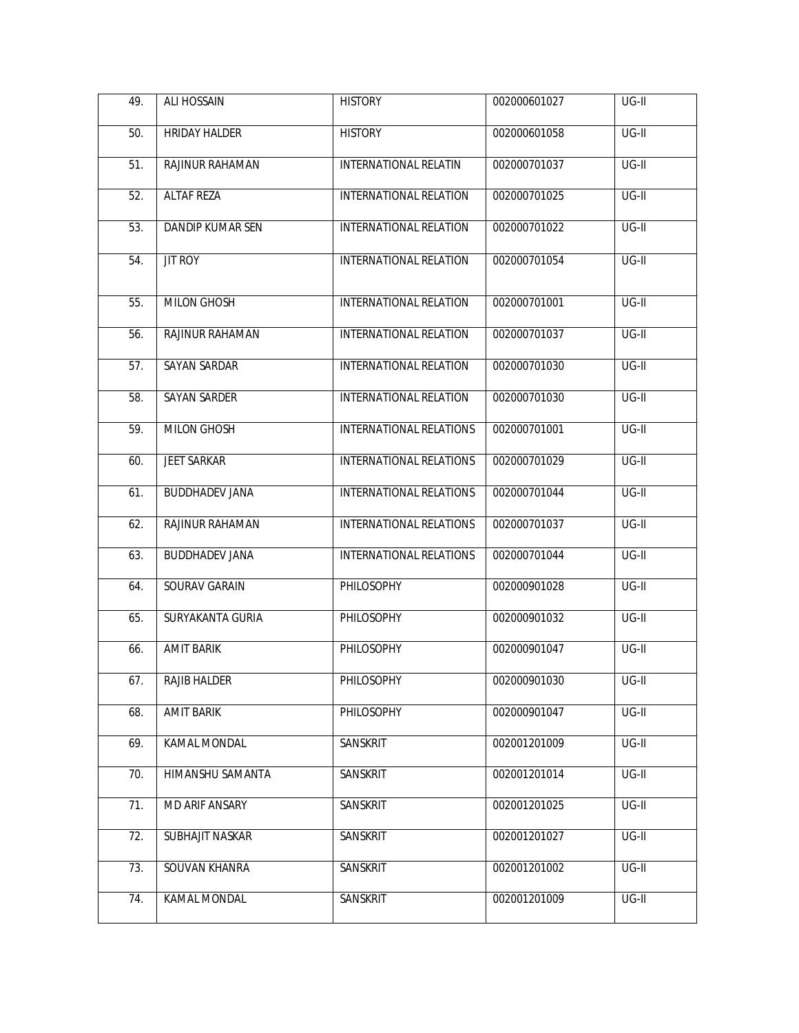| 49. | ALI HOSSAIN | HISTORY | 002000601027 | UG-II |
|---|---|---|---|---|
| 50. | HRIDAY HALDER | HISTORY | 002000601058 | UG-II |
| 51. | RAJINUR RAHAMAN | INTERNATIONAL RELATIN | 002000701037 | UG-II |
| 52. | ALTAF REZA | INTERNATIONAL RELATION | 002000701025 | UG-II |
| 53. | DANDIP KUMAR SEN | INTERNATIONAL RELATION | 002000701022 | UG-II |
| 54. | JIT ROY | INTERNATIONAL RELATION | 002000701054 | UG-II |
| 55. | MILON GHOSH | INTERNATIONAL RELATION | 002000701001 | UG-II |
| 56. | RAJINUR RAHAMAN | INTERNATIONAL RELATION | 002000701037 | UG-II |
| 57. | SAYAN SARDAR | INTERNATIONAL RELATION | 002000701030 | UG-II |
| 58. | SAYAN SARDER | INTERNATIONAL RELATION | 002000701030 | UG-II |
| 59. | MILON GHOSH | INTERNATIONAL RELATIONS | 002000701001 | UG-II |
| 60. | JEET SARKAR | INTERNATIONAL RELATIONS | 002000701029 | UG-II |
| 61. | BUDDHADEV JANA | INTERNATIONAL RELATIONS | 002000701044 | UG-II |
| 62. | RAJINUR RAHAMAN | INTERNATIONAL RELATIONS | 002000701037 | UG-II |
| 63. | BUDDHADEV JANA | INTERNATIONAL RELATIONS | 002000701044 | UG-II |
| 64. | SOURAV GARAIN | PHILOSOPHY | 002000901028 | UG-II |
| 65. | SURYAKANTA GURIA | PHILOSOPHY | 002000901032 | UG-II |
| 66. | AMIT BARIK | PHILOSOPHY | 002000901047 | UG-II |
| 67. | RAJIB HALDER | PHILOSOPHY | 002000901030 | UG-II |
| 68. | AMIT BARIK | PHILOSOPHY | 002000901047 | UG-II |
| 69. | KAMAL MONDAL | SANSKRIT | 002001201009 | UG-II |
| 70. | HIMANSHU SAMANTA | SANSKRIT | 002001201014 | UG-II |
| 71. | MD ARIF ANSARY | SANSKRIT | 002001201025 | UG-II |
| 72. | SUBHAJIT NASKAR | SANSKRIT | 002001201027 | UG-II |
| 73. | SOUVAN KHANRA | SANSKRIT | 002001201002 | UG-II |
| 74. | KAMAL MONDAL | SANSKRIT | 002001201009 | UG-II |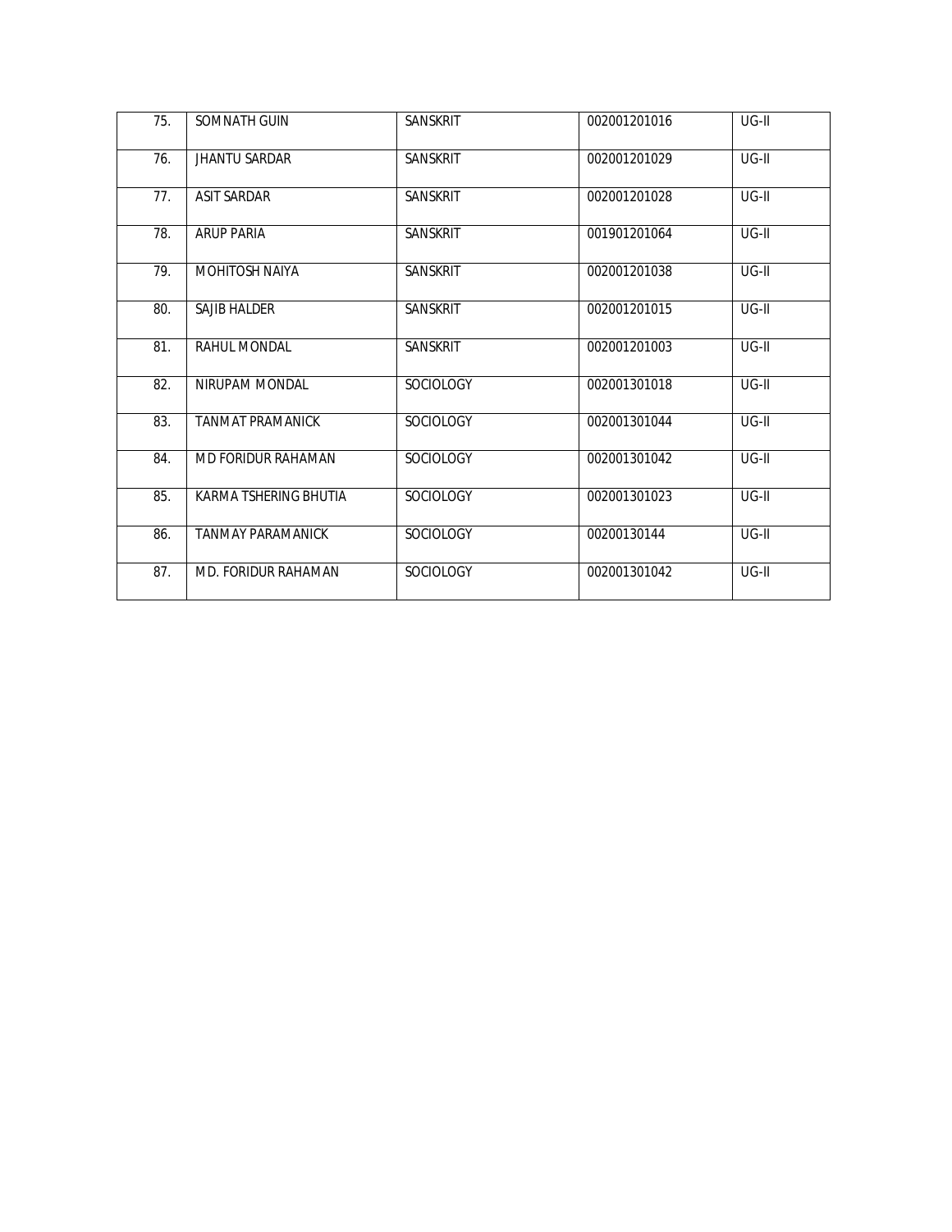| | | | | |
|---|---|---|---|---|
| 75. | SOMNATH GUIN | SANSKRIT | 002001201016 | UG-II |
| 76. | JHANTU SARDAR | SANSKRIT | 002001201029 | UG-II |
| 77. | ASIT SARDAR | SANSKRIT | 002001201028 | UG-II |
| 78. | ARUP PARIA | SANSKRIT | 001901201064 | UG-II |
| 79. | MOHITOSH NAIYA | SANSKRIT | 002001201038 | UG-II |
| 80. | SAJIB HALDER | SANSKRIT | 002001201015 | UG-II |
| 81. | RAHUL MONDAL | SANSKRIT | 002001201003 | UG-II |
| 82. | NIRUPAM MONDAL | SOCIOLOGY | 002001301018 | UG-II |
| 83. | TANMAT PRAMANICK | SOCIOLOGY | 002001301044 | UG-II |
| 84. | MD FORIDUR RAHAMAN | SOCIOLOGY | 002001301042 | UG-II |
| 85. | KARMA TSHERING BHUTIA | SOCIOLOGY | 002001301023 | UG-II |
| 86. | TANMAY PARAMANICK | SOCIOLOGY | 00200130144 | UG-II |
| 87. | MD. FORIDUR RAHAMAN | SOCIOLOGY | 002001301042 | UG-II |